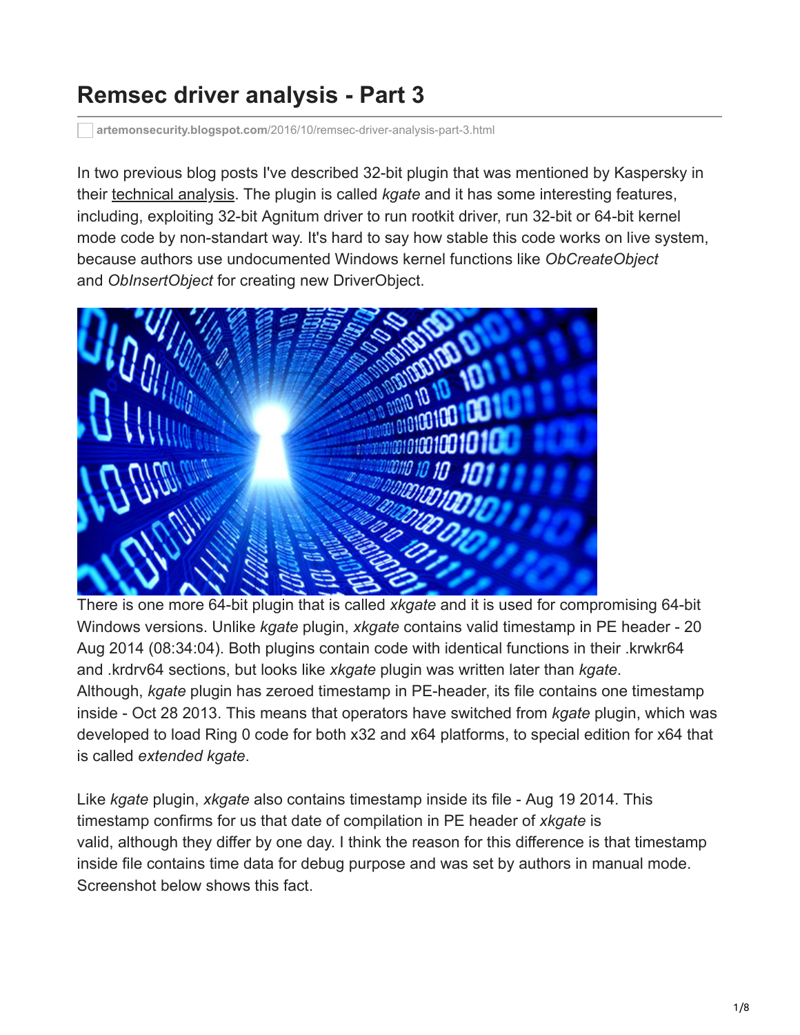# Remsec driver analysis - Part 3

artemonsecurity.blogspot.com/2016/10/remsec-driver-analysis-part-3.html

In two previous blog posts I've described 32-bit plugin that was mentioned by Kaspersky in their technical analysis. The plugin is called *kgate* and it has some interesting features, including, exploiting 32-bit Agnitum driver to run rootkit driver, run 32-bit or 64-bit kernel mode code by non-standart way. It's hard to say how stable this code works on live system, because authors use undocumented Windows kernel functions like *ObCreateObject* and *ObInsertObject* for creating new DriverObject.

There is one more 64-bit plugin that is called *xkgate* and it is used for compromising 64-bit Windows versions. Unlike *kgate* plugin, *xkgate* contains valid timestamp in PE header - 20 Aug 2014 (08:34:04). Both plugins contain code with identical functions in their .krwkr64 and .krdrv64 sections, but looks like *xkgate* plugin was written later than *kgate*. Although, *kgate* plugin has zeroed timestamp in PE-header, its file contains one timestamp inside - Oct 28 2013. This means that operators have switched from *kgate* plugin, which was developed to load Ring 0 code for both x32 and x64 platforms, to special edition for x64 that is called *extended kgate*.

Like *kgate* plugin, *xkgate* also contains timestamp inside its file - Aug 19 2014. This timestamp confirms for us that date of compilation in PE header of *xkgate* is valid, although they differ by one day. I think the reason for this difference is that timestamp inside file contains time data for debug purpose and was set by authors in manual mode. Screenshot below shows this fact.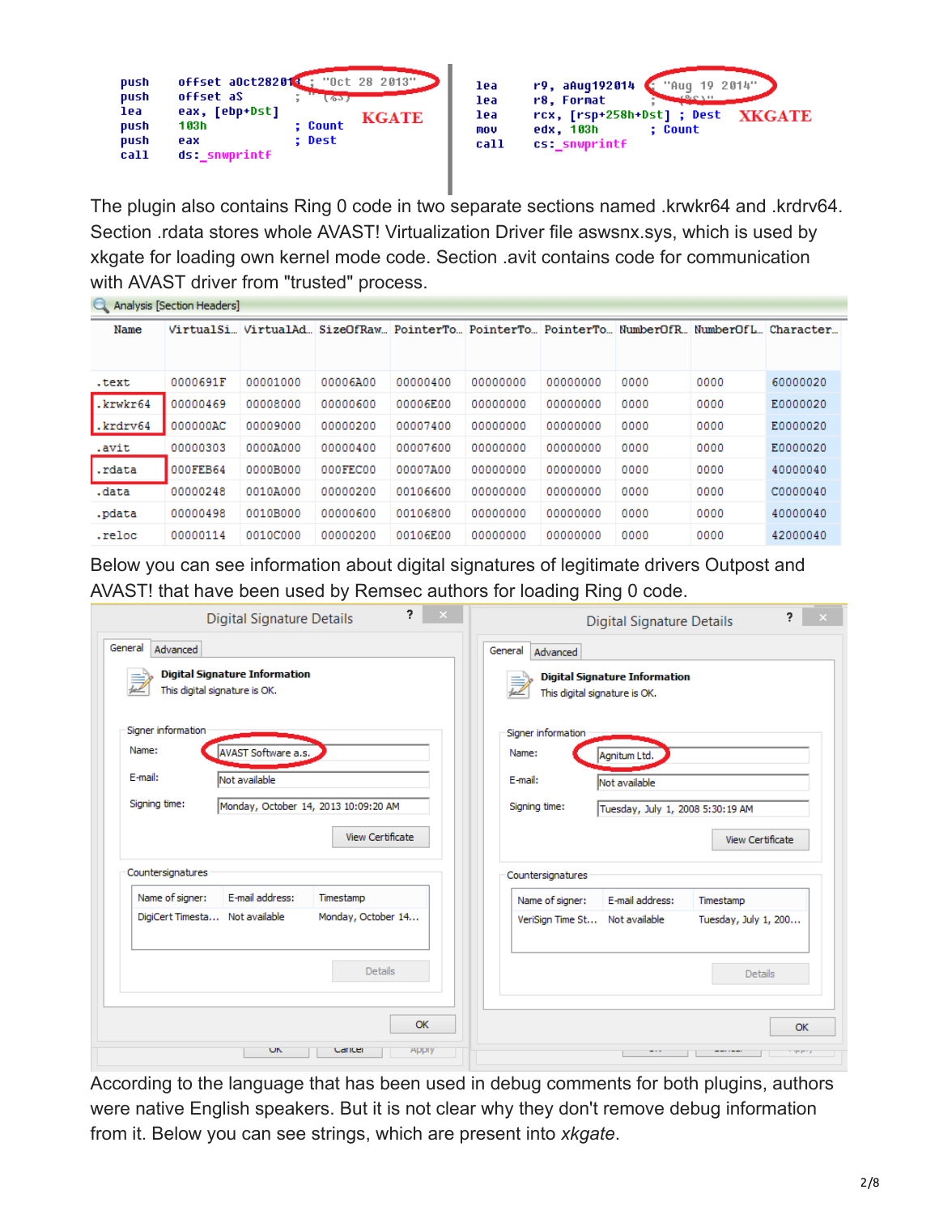```
push    offset aOct282013 ; "Oct 28 2013"
push    offset aS         ; "(%s)"
lea     eax, [ebp+Dst]
push    103h              ; Count
push    eax               ; Dest
call    ds:_snwprintf
```

KGATE

```
lea     r9, aAug192014    ; "Aug 19 2014"
lea     r8, Format        ; "(%s)"
lea     rcx, [rsp+258h+Dst] ; Dest
mov     edx, 103h         ; Count
call    cs:_snwprintf
```

XKGATE

The plugin also contains Ring 0 code in two separate sections named .krwkr64 and .krdrv64. Section .rdata stores whole AVAST! Virtualization Driver file aswsnx.sys, which is used by xkgate for loading own kernel mode code. Section .avit contains code for communication with AVAST driver from "trusted" process.

Analysis [Section Headers]

| Name | VirtualSi.. | VirtualAd.. | SizeOfRaw.. | PointerTo.. | PointerTo.. | PointerTo.. | NumberOfR.. | NumberOfL.. | Character.. |
|---|---|---|---|---|---|---|---|---|---|
| .text | 0000691F | 00001000 | 00006A00 | 00000400 | 00000000 | 00000000 | 0000 | 0000 | 60000020 |
| .krwkr64 | 00000469 | 00008000 | 00000600 | 00006E00 | 00000000 | 00000000 | 0000 | 0000 | E0000020 |
| .krdrv64 | 000000AC | 00009000 | 00000200 | 00007400 | 00000000 | 00000000 | 0000 | 0000 | E0000020 |
| .avit | 00000303 | 0000A000 | 00000400 | 00007600 | 00000000 | 00000000 | 0000 | 0000 | E0000020 |
| .rdata | 000FEB64 | 0000B000 | 000FEC00 | 00007A00 | 00000000 | 00000000 | 0000 | 0000 | 40000040 |
| .data | 00000248 | 0010A000 | 00000200 | 00106600 | 00000000 | 00000000 | 0000 | 0000 | C0000040 |
| .pdata | 00000498 | 0010B000 | 00000600 | 00106800 | 00000000 | 00000000 | 0000 | 0000 | 40000040 |
| .reloc | 00000114 | 0010C000 | 00000200 | 00106E00 | 00000000 | 00000000 | 0000 | 0000 | 42000040 |

Below you can see information about digital signatures of legitimate drivers Outpost and AVAST! that have been used by Remsec authors for loading Ring 0 code.

**Digital Signature Details** (AVAST)

Digital Signature Information
This digital signature is OK.

Signer information
- Name: AVAST Software a.s.
- E-mail: Not available
- Signing time: Monday, October 14, 2013 10:09:20 AM

Countersignatures

| Name of signer: | E-mail address: | Timestamp |
|---|---|---|
| DigiCert Timesta... | Not available | Monday, October 14... |

**Digital Signature Details** (Agnitum)

Digital Signature Information
This digital signature is OK.

Signer information
- Name: Agnitum Ltd.
- E-mail: Not available
- Signing time: Tuesday, July 1, 2008 5:30:19 AM

Countersignatures

| Name of signer: | E-mail address: | Timestamp |
|---|---|---|
| VeriSign Time St... | Not available | Tuesday, July 1, 200... |

According to the language that has been used in debug comments for both plugins, authors were native English speakers. But it is not clear why they don't remove debug information from it. Below you can see strings, which are present into *xkgate*.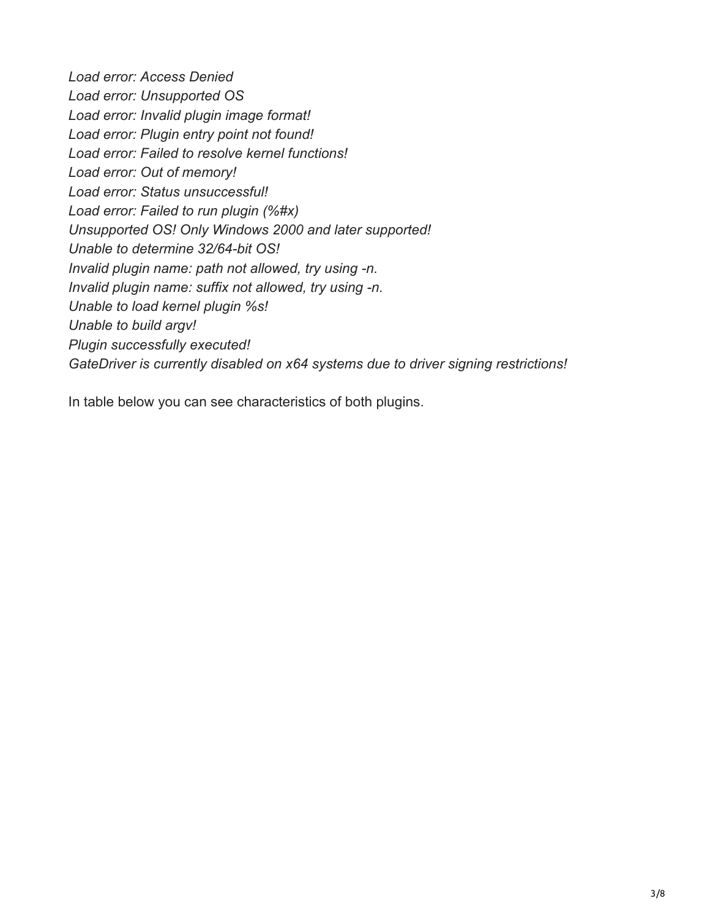*Load error: Access Denied*
*Load error: Unsupported OS*
*Load error: Invalid plugin image format!*
*Load error: Plugin entry point not found!*
*Load error: Failed to resolve kernel functions!*
*Load error: Out of memory!*
*Load error: Status unsuccessful!*
*Load error: Failed to run plugin (%#x)*
*Unsupported OS! Only Windows 2000 and later supported!*
*Unable to determine 32/64-bit OS!*
*Invalid plugin name: path not allowed, try using -n.*
*Invalid plugin name: suffix not allowed, try using -n.*
*Unable to load kernel plugin %s!*
*Unable to build argv!*
*Plugin successfully executed!*
*GateDriver is currently disabled on x64 systems due to driver signing restrictions!*

In table below you can see characteristics of both plugins.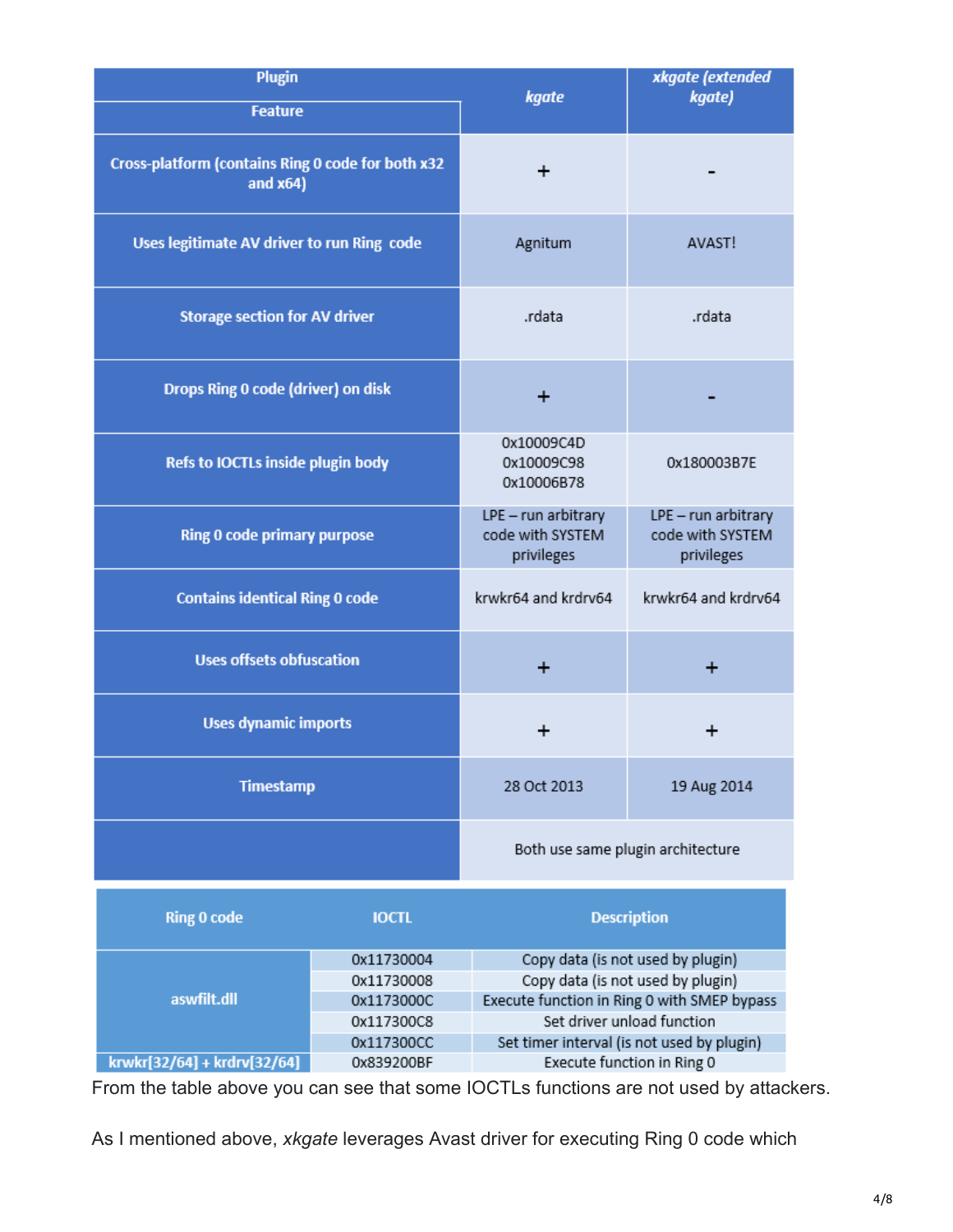| Plugin / Feature | kgate | xkgate (extended kgate) |
| --- | --- | --- |
| Cross-platform (contains Ring 0 code for both x32 and x64) | + | - |
| Uses legitimate AV driver to run Ring code | Agnitum | AVAST! |
| Storage section for AV driver | .rdata | .rdata |
| Drops Ring 0 code (driver) on disk | + | - |
| Refs to IOCTLs inside plugin body | 0x10009C4D 0x10009C98 0x10006B78 | 0x180003B7E |
| Ring 0 code primary purpose | LPE – run arbitrary code with SYSTEM privileges | LPE – run arbitrary code with SYSTEM privileges |
| Contains identical Ring 0 code | krwkr64 and krdrv64 | krwkr64 and krdrv64 |
| Uses offsets obfuscation | + | + |
| Uses dynamic imports | + | + |
| Timestamp | 28 Oct 2013 | 19 Aug 2014 |
| | Both use same plugin architecture | |

| Ring 0 code | IOCTL | Description |
| --- | --- | --- |
| aswfilt.dll | 0x11730004 | Copy data (is not used by plugin) |
| | 0x11730008 | Copy data (is not used by plugin) |
| | 0x1173000C | Execute function in Ring 0 with SMEP bypass |
| | 0x117300C8 | Set driver unload function |
| | 0x117300CC | Set timer interval (is not used by plugin) |
| krwkr[32/64] + krdrv[32/64] | 0x839200BF | Execute function in Ring 0 |

From the table above you can see that some IOCTLs functions are not used by attackers.

As I mentioned above, *xkgate* leverages Avast driver for executing Ring 0 code which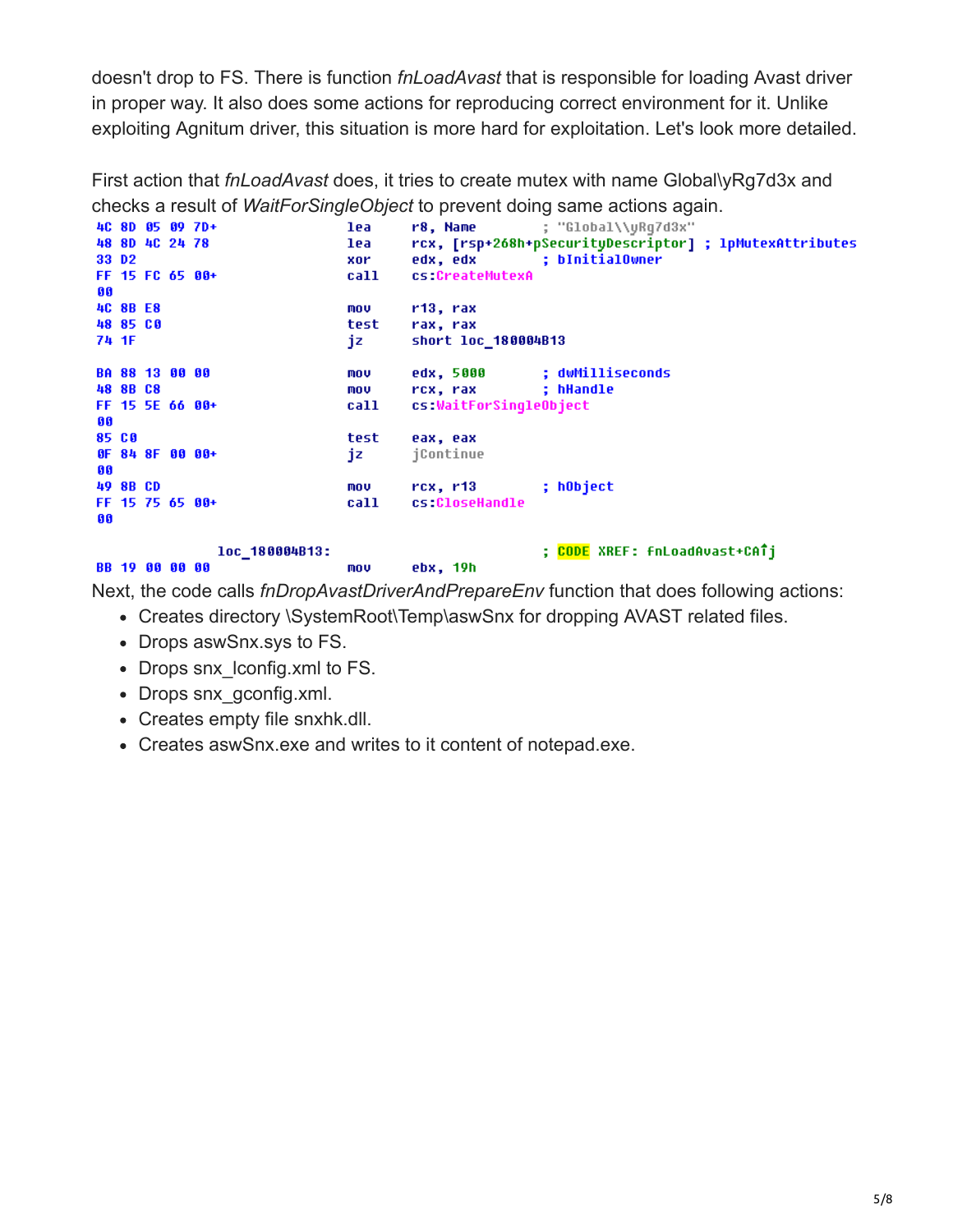doesn't drop to FS. There is function *fnLoadAvast* that is responsible for loading Avast driver in proper way. It also does some actions for reproducing correct environment for it. Unlike exploiting Agnitum driver, this situation is more hard for exploitation. Let's look more detailed.

First action that *fnLoadAvast* does, it tries to create mutex with name Global\yRg7d3x and checks a result of *WaitForSingleObject* to prevent doing same actions again.

```
4C 8D 05 09 7D+                 lea     r8, Name        ; "Global\\yRg7d3x"
48 8D 4C 24 78                  lea     rcx, [rsp+268h+pSecurityDescriptor] ; lpMutexAttributes
33 D2                           xor     edx, edx        ; bInitialOwner
FF 15 FC 65 00+                 call    cs:CreateMutexA
00
4C 8B E8                        mov     r13, rax
48 85 C0                        test    rax, rax
74 1F                           jz      short loc_180004B13

BA 88 13 00 00                  mov     edx, 5000       ; dwMilliseconds
48 8B C8                        mov     rcx, rax        ; hHandle
FF 15 5E 66 00+                 call    cs:WaitForSingleObject
00
85 C0                           test    eax, eax
0F 84 8F 00 00+                 jz      jContinue
00
49 8B CD                        mov     rcx, r13        ; hObject
FF 15 75 65 00+                 call    cs:CloseHandle
00

                loc_180004B13:                          ; CODE XREF: fnLoadAvast+CA↑j
BB 19 00 00 00                  mov     ebx, 19h
```

Next, the code calls *fnDropAvastDriverAndPrepareEnv* function that does following actions:

- Creates directory \SystemRoot\Temp\aswSnx for dropping AVAST related files.
- Drops aswSnx.sys to FS.
- Drops snx_lconfig.xml to FS.
- Drops snx_gconfig.xml.
- Creates empty file snxhk.dll.
- Creates aswSnx.exe and writes to it content of notepad.exe.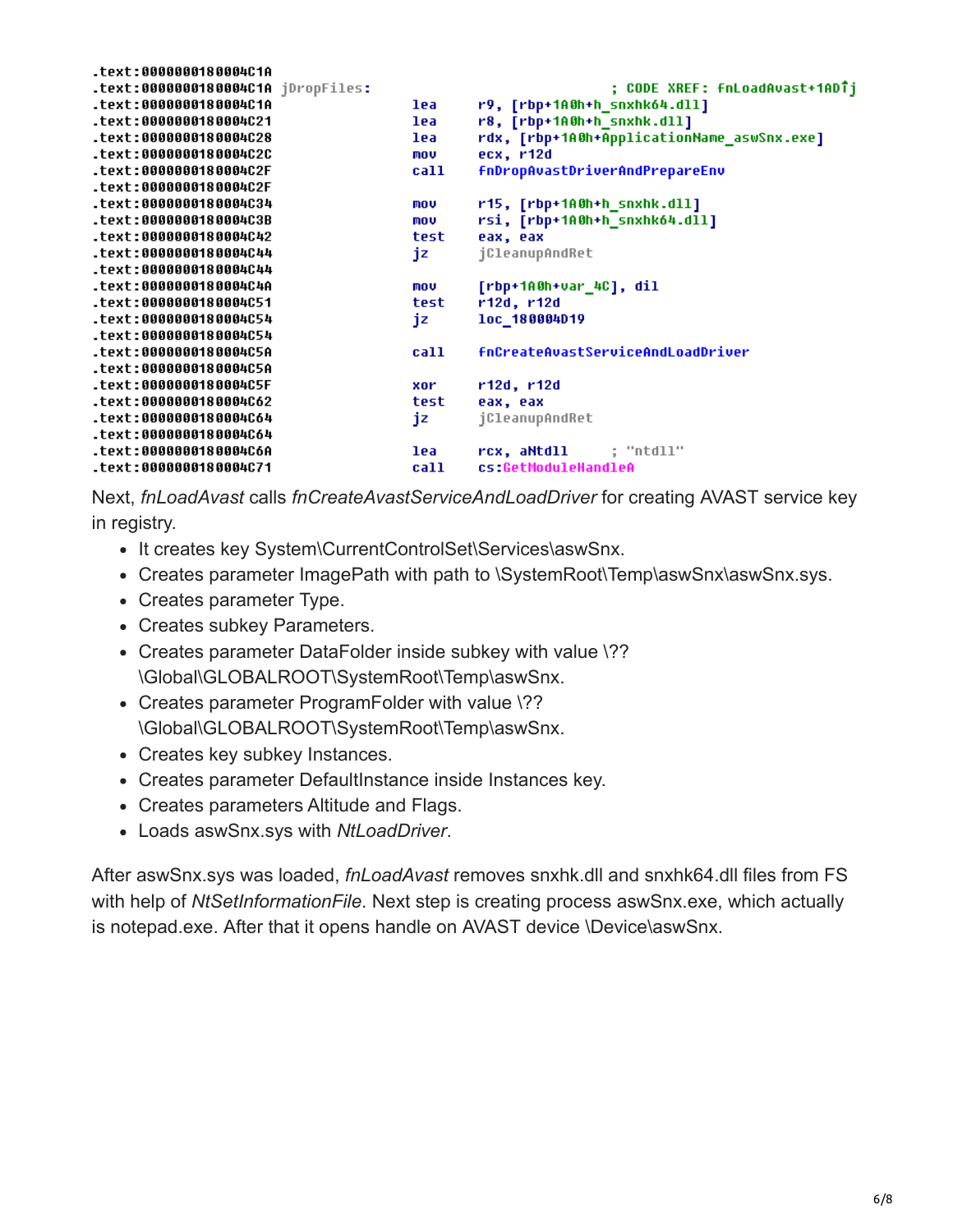```
.text:0000000180004C1A
.text:0000000180004C1A jDropFiles:                             ; CODE XREF: fnLoadAvast+1AD↑j
.text:0000000180004C1A                 lea     r9, [rbp+1A0h+h_snxhk64.dll]
.text:0000000180004C21                 lea     r8, [rbp+1A0h+h_snxhk.dll]
.text:0000000180004C28                 lea     rdx, [rbp+1A0h+ApplicationName_aswSnx.exe]
.text:0000000180004C2C                 mov     ecx, r12d
.text:0000000180004C2F                 call    fnDropAvastDriverAndPrepareEnv
.text:0000000180004C2F
.text:0000000180004C34                 mov     r15, [rbp+1A0h+h_snxhk.dll]
.text:0000000180004C3B                 mov     rsi, [rbp+1A0h+h_snxhk64.dll]
.text:0000000180004C42                 test    eax, eax
.text:0000000180004C44                 jz      jCleanupAndRet
.text:0000000180004C44
.text:0000000180004C4A                 mov     [rbp+1A0h+var_4C], dil
.text:0000000180004C51                 test    r12d, r12d
.text:0000000180004C54                 jz      loc_180004D19
.text:0000000180004C54
.text:0000000180004C5A                 call    fnCreateAvastServiceAndLoadDriver
.text:0000000180004C5A
.text:0000000180004C5F                 xor     r12d, r12d
.text:0000000180004C62                 test    eax, eax
.text:0000000180004C64                 jz      jCleanupAndRet
.text:0000000180004C64
.text:0000000180004C6A                 lea     rcx, aNtdll     ; "ntdll"
.text:0000000180004C71                 call    cs:GetModuleHandleA
```

Next, *fnLoadAvast* calls *fnCreateAvastServiceAndLoadDriver* for creating AVAST service key in registry.

- It creates key System\CurrentControlSet\Services\aswSnx.
- Creates parameter ImagePath with path to \SystemRoot\Temp\aswSnx\aswSnx.sys.
- Creates parameter Type.
- Creates subkey Parameters.
- Creates parameter DataFolder inside subkey with value \??\Global\GLOBALROOT\SystemRoot\Temp\aswSnx.
- Creates parameter ProgramFolder with value \??\Global\GLOBALROOT\SystemRoot\Temp\aswSnx.
- Creates key subkey Instances.
- Creates parameter DefaultInstance inside Instances key.
- Creates parameters Altitude and Flags.
- Loads aswSnx.sys with *NtLoadDriver*.

After aswSnx.sys was loaded, *fnLoadAvast* removes snxhk.dll and snxhk64.dll files from FS with help of *NtSetInformationFile*. Next step is creating process aswSnx.exe, which actually is notepad.exe. After that it opens handle on AVAST device \Device\aswSnx.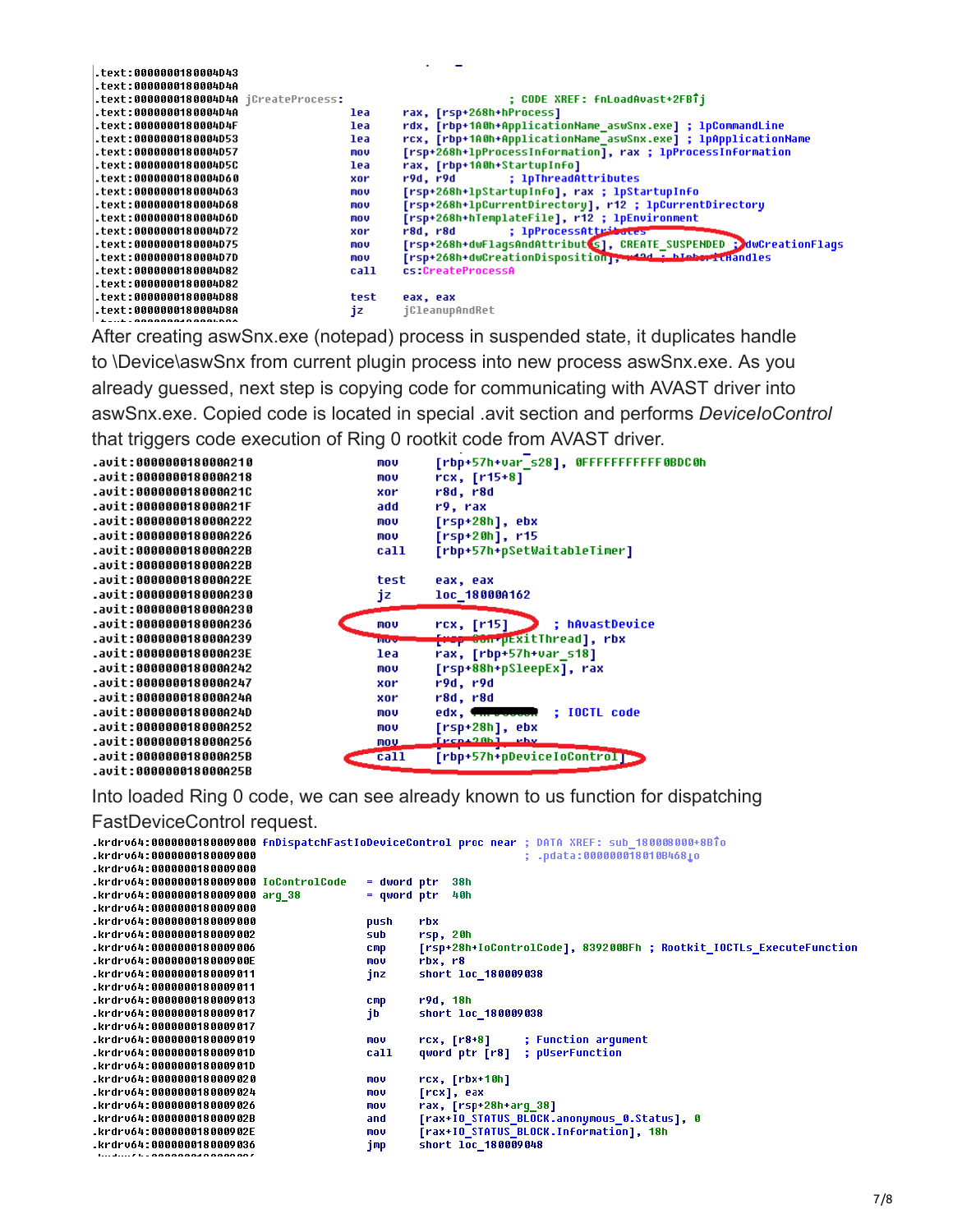```
.text:0000000180004D43
.text:0000000180004D4A
.text:0000000180004D4A jCreateProcess:                         ; CODE XREF: fnLoadAvast+2FB↑j
.text:0000000180004D4A                 lea     rax, [rsp+268h+hProcess]
.text:0000000180004D4F                 lea     rdx, [rbp+1A0h+ApplicationName_aswSnx.exe] ; lpCommandLine
.text:0000000180004D53                 lea     rcx, [rbp+1A0h+ApplicationName_aswSnx.exe] ; lpApplicationName
.text:0000000180004D57                 mov     [rsp+268h+lpProcessInformation], rax ; lpProcessInformation
.text:0000000180004D5C                 lea     rax, [rbp+1A0h+StartupInfo]
.text:0000000180004D60                 xor     r9d, r9d        ; lpThreadAttributes
.text:0000000180004D63                 mov     [rsp+268h+lpStartupInfo], rax ; lpStartupInfo
.text:0000000180004D68                 mov     [rsp+268h+lpCurrentDirectory], r12 ; lpCurrentDirectory
.text:0000000180004D6D                 mov     [rsp+268h+hTemplateFile], r12 ; lpEnvironment
.text:0000000180004D72                 xor     r8d, r8d        ; lpProcessAttributes
.text:0000000180004D75                 mov     [rsp+268h+dwFlagsAndAttributes], CREATE_SUSPENDED ; dwCreationFlags
.text:0000000180004D7D                 mov     [rsp+268h+dwCreationDisposition], r12d ; bInheritHandles
.text:0000000180004D82                 call    cs:CreateProcessA
.text:0000000180004D82
.text:0000000180004D88                 test    eax, eax
.text:0000000180004D8A                 jz      jCleanupAndRet
```

After creating aswSnx.exe (notepad) process in suspended state, it duplicates handle to \Device\aswSnx from current plugin process into new process aswSnx.exe. As you already guessed, next step is copying code for communicating with AVAST driver into aswSnx.exe. Copied code is located in special .avit section and performs *DeviceIoControl* that triggers code execution of Ring 0 rootkit code from AVAST driver.

```
.avit:000000018000A210                 mov     [rbp+57h+var_s28], 0FFFFFFFFFF0BDC0h
.avit:000000018000A218                 mov     rcx, [r15+8]
.avit:000000018000A21C                 xor     r8d, r8d
.avit:000000018000A21F                 add     r9, rax
.avit:000000018000A222                 mov     [rsp+28h], ebx
.avit:000000018000A226                 mov     [rsp+20h], r15
.avit:000000018000A22B                 call    [rbp+57h+pSetWaitableTimer]
.avit:000000018000A22B
.avit:000000018000A22E                 test    eax, eax
.avit:000000018000A230                 jz      loc_18000A162
.avit:000000018000A230
.avit:000000018000A236                 mov     rcx, [r15]      ; hAvastDevice
.avit:000000018000A239                 mov     [rsp+80h+pExitThread], rbx
.avit:000000018000A23E                 lea     rax, [rbp+57h+var_s18]
.avit:000000018000A242                 mov     [rsp+88h+pSleepEx], rax
.avit:000000018000A247                 xor     r9d, r9d
.avit:000000018000A24A                 xor     r8d, r8d
.avit:000000018000A24D                 mov     edx, ████████   ; IOCTL code
.avit:000000018000A252                 mov     [rsp+28h], ebx
.avit:000000018000A256                 mov     [rsp+20h], rbx
.avit:000000018000A25B                 call    [rbp+57h+pDeviceIoControl]
.avit:000000018000A25B
```

Into loaded Ring 0 code, we can see already known to us function for dispatching FastDeviceControl request.

```
.krdrv64:0000000180009000 fnDispatchFastIoDeviceControl proc near ; DATA XREF: sub_180008000+8B↑o
.krdrv64:0000000180009000                                         ; .pdata:000000018010B468↓o
.krdrv64:0000000180009000
.krdrv64:0000000180009000 IoControlCode   = dword ptr  38h
.krdrv64:0000000180009000 arg_38          = qword ptr  40h
.krdrv64:0000000180009000
.krdrv64:0000000180009000                 push    rbx
.krdrv64:0000000180009002                 sub     rsp, 20h
.krdrv64:0000000180009006                 cmp     [rsp+28h+IoControlCode], 839200BFh ; Rootkit_IOCTLs_ExecuteFunction
.krdrv64:000000018000900E                 mov     rbx, r8
.krdrv64:0000000180009011                 jnz     short loc_180009038
.krdrv64:0000000180009011
.krdrv64:0000000180009013                 cmp     r9d, 18h
.krdrv64:0000000180009017                 jb      short loc_180009038
.krdrv64:0000000180009017
.krdrv64:0000000180009019                 mov     rcx, [r8+8]     ; Function argument
.krdrv64:000000018000901D                 call    qword ptr [r8]  ; pUserFunction
.krdrv64:000000018000901D
.krdrv64:0000000180009020                 mov     rcx, [rbx+10h]
.krdrv64:0000000180009024                 mov     [rcx], eax
.krdrv64:0000000180009026                 mov     rax, [rsp+28h+arg_38]
.krdrv64:000000018000902B                 and     [rax+IO_STATUS_BLOCK.anonymous_0.Status], 0
.krdrv64:000000018000902E                 mov     [rax+IO_STATUS_BLOCK.Information], 18h
.krdrv64:0000000180009036                 jmp     short loc_180009048
```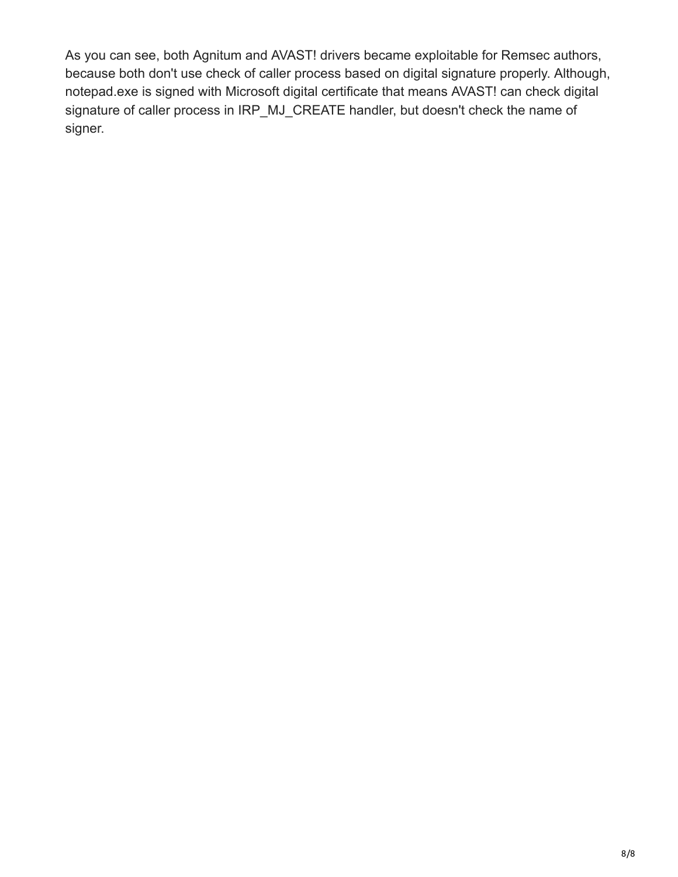As you can see, both Agnitum and AVAST! drivers became exploitable for Remsec authors, because both don't use check of caller process based on digital signature properly. Although, notepad.exe is signed with Microsoft digital certificate that means AVAST! can check digital signature of caller process in IRP_MJ_CREATE handler, but doesn't check the name of signer.